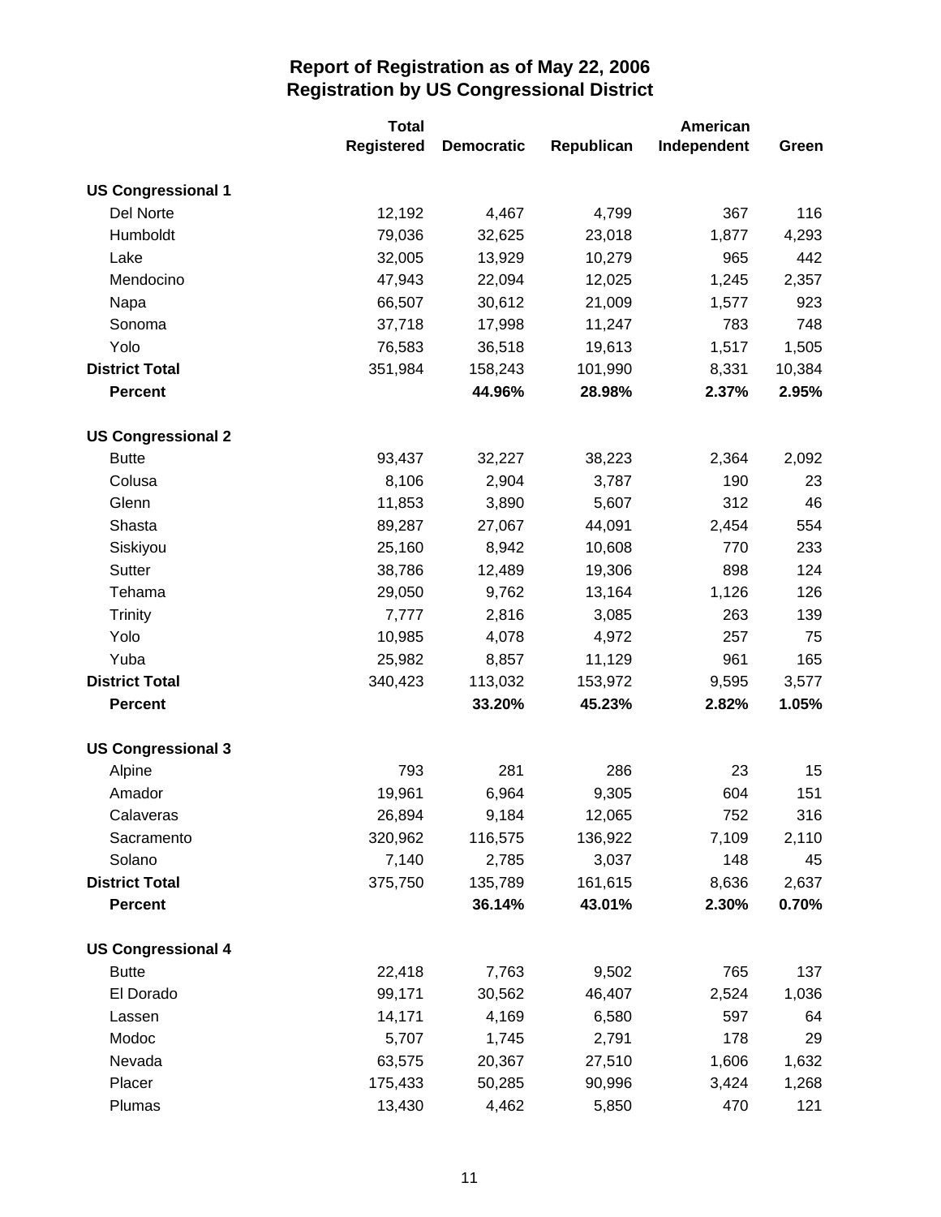# Report of Registration as of May 22, 2006
## Registration by US Congressional District

| | Total Registered | Democratic | Republican | American Independent | Green |
|---|---|---|---|---|---|
| **US Congressional 1** | | | | | |
| Del Norte | 12,192 | 4,467 | 4,799 | 367 | 116 |
| Humboldt | 79,036 | 32,625 | 23,018 | 1,877 | 4,293 |
| Lake | 32,005 | 13,929 | 10,279 | 965 | 442 |
| Mendocino | 47,943 | 22,094 | 12,025 | 1,245 | 2,357 |
| Napa | 66,507 | 30,612 | 21,009 | 1,577 | 923 |
| Sonoma | 37,718 | 17,998 | 11,247 | 783 | 748 |
| Yolo | 76,583 | 36,518 | 19,613 | 1,517 | 1,505 |
| **District Total** | 351,984 | 158,243 | 101,990 | 8,331 | 10,384 |
| **Percent** | | **44.96%** | **28.98%** | **2.37%** | **2.95%** |
| **US Congressional 2** | | | | | |
| Butte | 93,437 | 32,227 | 38,223 | 2,364 | 2,092 |
| Colusa | 8,106 | 2,904 | 3,787 | 190 | 23 |
| Glenn | 11,853 | 3,890 | 5,607 | 312 | 46 |
| Shasta | 89,287 | 27,067 | 44,091 | 2,454 | 554 |
| Siskiyou | 25,160 | 8,942 | 10,608 | 770 | 233 |
| Sutter | 38,786 | 12,489 | 19,306 | 898 | 124 |
| Tehama | 29,050 | 9,762 | 13,164 | 1,126 | 126 |
| Trinity | 7,777 | 2,816 | 3,085 | 263 | 139 |
| Yolo | 10,985 | 4,078 | 4,972 | 257 | 75 |
| Yuba | 25,982 | 8,857 | 11,129 | 961 | 165 |
| **District Total** | 340,423 | 113,032 | 153,972 | 9,595 | 3,577 |
| **Percent** | | **33.20%** | **45.23%** | **2.82%** | **1.05%** |
| **US Congressional 3** | | | | | |
| Alpine | 793 | 281 | 286 | 23 | 15 |
| Amador | 19,961 | 6,964 | 9,305 | 604 | 151 |
| Calaveras | 26,894 | 9,184 | 12,065 | 752 | 316 |
| Sacramento | 320,962 | 116,575 | 136,922 | 7,109 | 2,110 |
| Solano | 7,140 | 2,785 | 3,037 | 148 | 45 |
| **District Total** | 375,750 | 135,789 | 161,615 | 8,636 | 2,637 |
| **Percent** | | **36.14%** | **43.01%** | **2.30%** | **0.70%** |
| **US Congressional 4** | | | | | |
| Butte | 22,418 | 7,763 | 9,502 | 765 | 137 |
| El Dorado | 99,171 | 30,562 | 46,407 | 2,524 | 1,036 |
| Lassen | 14,171 | 4,169 | 6,580 | 597 | 64 |
| Modoc | 5,707 | 1,745 | 2,791 | 178 | 29 |
| Nevada | 63,575 | 20,367 | 27,510 | 1,606 | 1,632 |
| Placer | 175,433 | 50,285 | 90,996 | 3,424 | 1,268 |
| Plumas | 13,430 | 4,462 | 5,850 | 470 | 121 |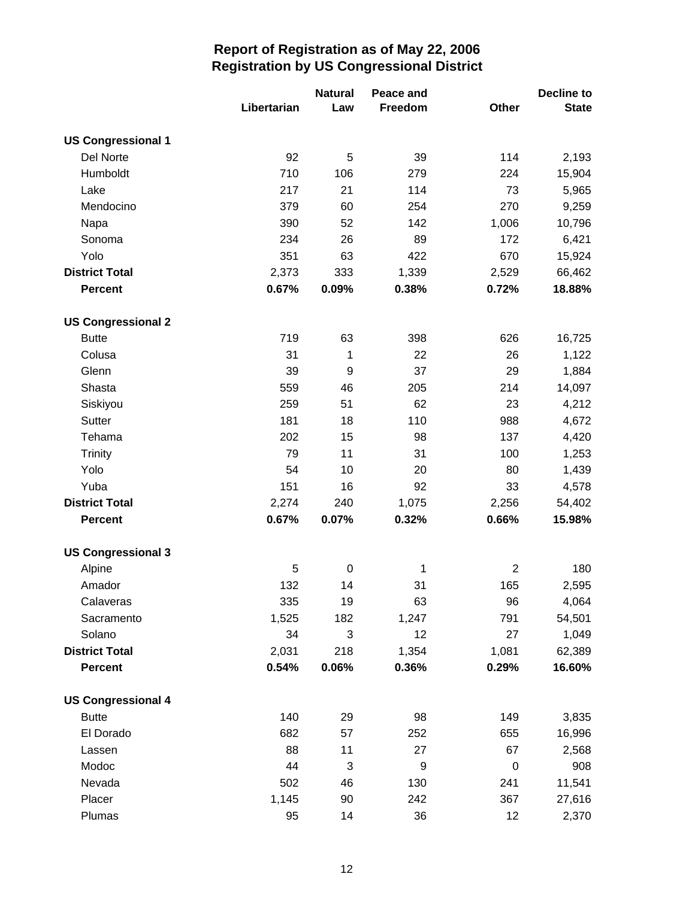# Report of Registration as of May 22, 2006
## Registration by US Congressional District

| | Libertarian | Natural Law | Peace and Freedom | Other | Decline to State |
|---|---|---|---|---|---|
| **US Congressional 1** | | | | | |
| Del Norte | 92 | 5 | 39 | 114 | 2,193 |
| Humboldt | 710 | 106 | 279 | 224 | 15,904 |
| Lake | 217 | 21 | 114 | 73 | 5,965 |
| Mendocino | 379 | 60 | 254 | 270 | 9,259 |
| Napa | 390 | 52 | 142 | 1,006 | 10,796 |
| Sonoma | 234 | 26 | 89 | 172 | 6,421 |
| Yolo | 351 | 63 | 422 | 670 | 15,924 |
| **District Total** | 2,373 | 333 | 1,339 | 2,529 | 66,462 |
| **Percent** | **0.67%** | **0.09%** | **0.38%** | **0.72%** | **18.88%** |
| **US Congressional 2** | | | | | |
| Butte | 719 | 63 | 398 | 626 | 16,725 |
| Colusa | 31 | 1 | 22 | 26 | 1,122 |
| Glenn | 39 | 9 | 37 | 29 | 1,884 |
| Shasta | 559 | 46 | 205 | 214 | 14,097 |
| Siskiyou | 259 | 51 | 62 | 23 | 4,212 |
| Sutter | 181 | 18 | 110 | 988 | 4,672 |
| Tehama | 202 | 15 | 98 | 137 | 4,420 |
| Trinity | 79 | 11 | 31 | 100 | 1,253 |
| Yolo | 54 | 10 | 20 | 80 | 1,439 |
| Yuba | 151 | 16 | 92 | 33 | 4,578 |
| **District Total** | 2,274 | 240 | 1,075 | 2,256 | 54,402 |
| **Percent** | **0.67%** | **0.07%** | **0.32%** | **0.66%** | **15.98%** |
| **US Congressional 3** | | | | | |
| Alpine | 5 | 0 | 1 | 2 | 180 |
| Amador | 132 | 14 | 31 | 165 | 2,595 |
| Calaveras | 335 | 19 | 63 | 96 | 4,064 |
| Sacramento | 1,525 | 182 | 1,247 | 791 | 54,501 |
| Solano | 34 | 3 | 12 | 27 | 1,049 |
| **District Total** | 2,031 | 218 | 1,354 | 1,081 | 62,389 |
| **Percent** | **0.54%** | **0.06%** | **0.36%** | **0.29%** | **16.60%** |
| **US Congressional 4** | | | | | |
| Butte | 140 | 29 | 98 | 149 | 3,835 |
| El Dorado | 682 | 57 | 252 | 655 | 16,996 |
| Lassen | 88 | 11 | 27 | 67 | 2,568 |
| Modoc | 44 | 3 | 9 | 0 | 908 |
| Nevada | 502 | 46 | 130 | 241 | 11,541 |
| Placer | 1,145 | 90 | 242 | 367 | 27,616 |
| Plumas | 95 | 14 | 36 | 12 | 2,370 |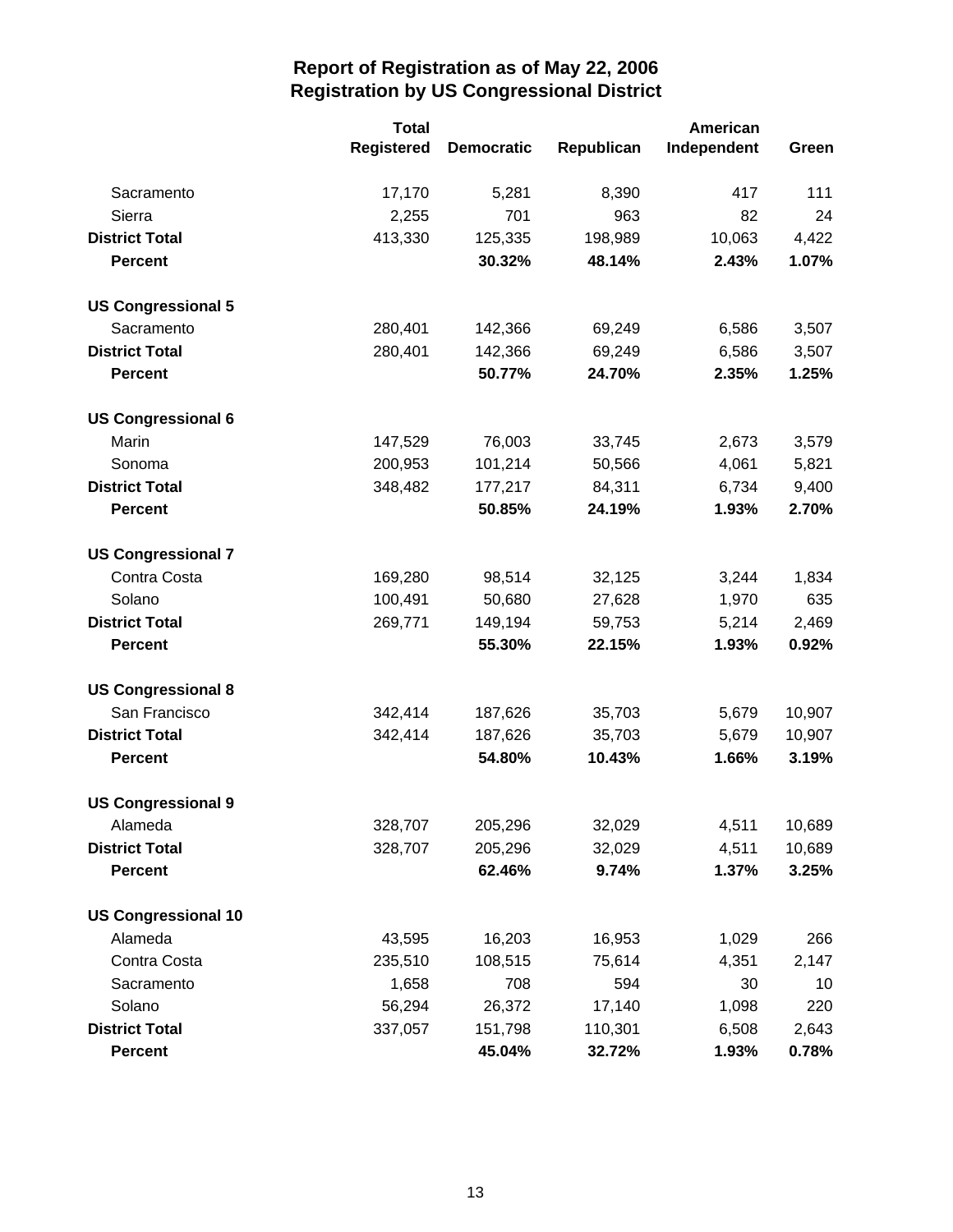## Report of Registration as of May 22, 2006
## Registration by US Congressional District

| | Total Registered | Democratic | Republican | American Independent | Green |
|---|---|---|---|---|---|
| Sacramento | 17,170 | 5,281 | 8,390 | 417 | 111 |
| Sierra | 2,255 | 701 | 963 | 82 | 24 |
| **District Total** | 413,330 | 125,335 | 198,989 | 10,063 | 4,422 |
| **Percent** | | **30.32%** | **48.14%** | **2.43%** | **1.07%** |
| **US Congressional 5** | | | | | |
| Sacramento | 280,401 | 142,366 | 69,249 | 6,586 | 3,507 |
| **District Total** | 280,401 | 142,366 | 69,249 | 6,586 | 3,507 |
| **Percent** | | **50.77%** | **24.70%** | **2.35%** | **1.25%** |
| **US Congressional 6** | | | | | |
| Marin | 147,529 | 76,003 | 33,745 | 2,673 | 3,579 |
| Sonoma | 200,953 | 101,214 | 50,566 | 4,061 | 5,821 |
| **District Total** | 348,482 | 177,217 | 84,311 | 6,734 | 9,400 |
| **Percent** | | **50.85%** | **24.19%** | **1.93%** | **2.70%** |
| **US Congressional 7** | | | | | |
| Contra Costa | 169,280 | 98,514 | 32,125 | 3,244 | 1,834 |
| Solano | 100,491 | 50,680 | 27,628 | 1,970 | 635 |
| **District Total** | 269,771 | 149,194 | 59,753 | 5,214 | 2,469 |
| **Percent** | | **55.30%** | **22.15%** | **1.93%** | **0.92%** |
| **US Congressional 8** | | | | | |
| San Francisco | 342,414 | 187,626 | 35,703 | 5,679 | 10,907 |
| **District Total** | 342,414 | 187,626 | 35,703 | 5,679 | 10,907 |
| **Percent** | | **54.80%** | **10.43%** | **1.66%** | **3.19%** |
| **US Congressional 9** | | | | | |
| Alameda | 328,707 | 205,296 | 32,029 | 4,511 | 10,689 |
| **District Total** | 328,707 | 205,296 | 32,029 | 4,511 | 10,689 |
| **Percent** | | **62.46%** | **9.74%** | **1.37%** | **3.25%** |
| **US Congressional 10** | | | | | |
| Alameda | 43,595 | 16,203 | 16,953 | 1,029 | 266 |
| Contra Costa | 235,510 | 108,515 | 75,614 | 4,351 | 2,147 |
| Sacramento | 1,658 | 708 | 594 | 30 | 10 |
| Solano | 56,294 | 26,372 | 17,140 | 1,098 | 220 |
| **District Total** | 337,057 | 151,798 | 110,301 | 6,508 | 2,643 |
| **Percent** | | **45.04%** | **32.72%** | **1.93%** | **0.78%** |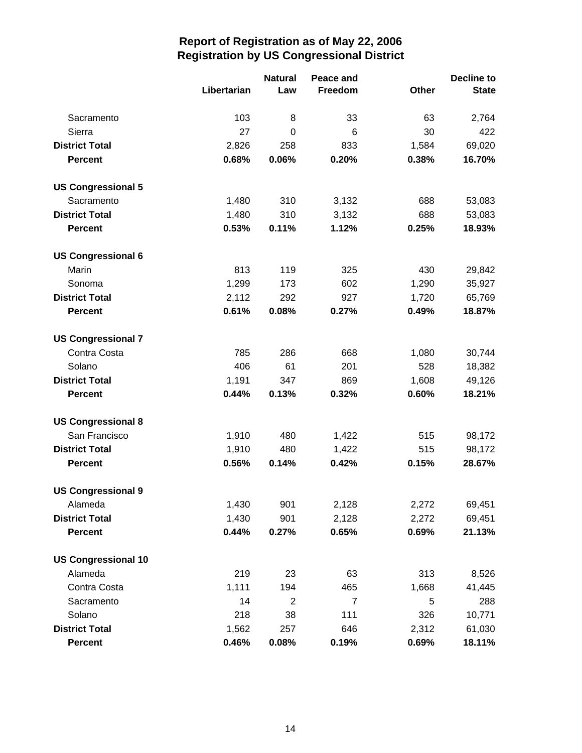# Report of Registration as of May 22, 2006
## Registration by US Congressional District

| | Libertarian | Natural Law | Peace and Freedom | Other | Decline to State |
|---|---|---|---|---|---|
| Sacramento | 103 | 8 | 33 | 63 | 2,764 |
| Sierra | 27 | 0 | 6 | 30 | 422 |
| **District Total** | 2,826 | 258 | 833 | 1,584 | 69,020 |
| **Percent** | **0.68%** | **0.06%** | **0.20%** | **0.38%** | **16.70%** |
| **US Congressional 5** | | | | | |
| Sacramento | 1,480 | 310 | 3,132 | 688 | 53,083 |
| **District Total** | 1,480 | 310 | 3,132 | 688 | 53,083 |
| **Percent** | **0.53%** | **0.11%** | **1.12%** | **0.25%** | **18.93%** |
| **US Congressional 6** | | | | | |
| Marin | 813 | 119 | 325 | 430 | 29,842 |
| Sonoma | 1,299 | 173 | 602 | 1,290 | 35,927 |
| **District Total** | 2,112 | 292 | 927 | 1,720 | 65,769 |
| **Percent** | **0.61%** | **0.08%** | **0.27%** | **0.49%** | **18.87%** |
| **US Congressional 7** | | | | | |
| Contra Costa | 785 | 286 | 668 | 1,080 | 30,744 |
| Solano | 406 | 61 | 201 | 528 | 18,382 |
| **District Total** | 1,191 | 347 | 869 | 1,608 | 49,126 |
| **Percent** | **0.44%** | **0.13%** | **0.32%** | **0.60%** | **18.21%** |
| **US Congressional 8** | | | | | |
| San Francisco | 1,910 | 480 | 1,422 | 515 | 98,172 |
| **District Total** | 1,910 | 480 | 1,422 | 515 | 98,172 |
| **Percent** | **0.56%** | **0.14%** | **0.42%** | **0.15%** | **28.67%** |
| **US Congressional 9** | | | | | |
| Alameda | 1,430 | 901 | 2,128 | 2,272 | 69,451 |
| **District Total** | 1,430 | 901 | 2,128 | 2,272 | 69,451 |
| **Percent** | **0.44%** | **0.27%** | **0.65%** | **0.69%** | **21.13%** |
| **US Congressional 10** | | | | | |
| Alameda | 219 | 23 | 63 | 313 | 8,526 |
| Contra Costa | 1,111 | 194 | 465 | 1,668 | 41,445 |
| Sacramento | 14 | 2 | 7 | 5 | 288 |
| Solano | 218 | 38 | 111 | 326 | 10,771 |
| **District Total** | 1,562 | 257 | 646 | 2,312 | 61,030 |
| **Percent** | **0.46%** | **0.08%** | **0.19%** | **0.69%** | **18.11%** |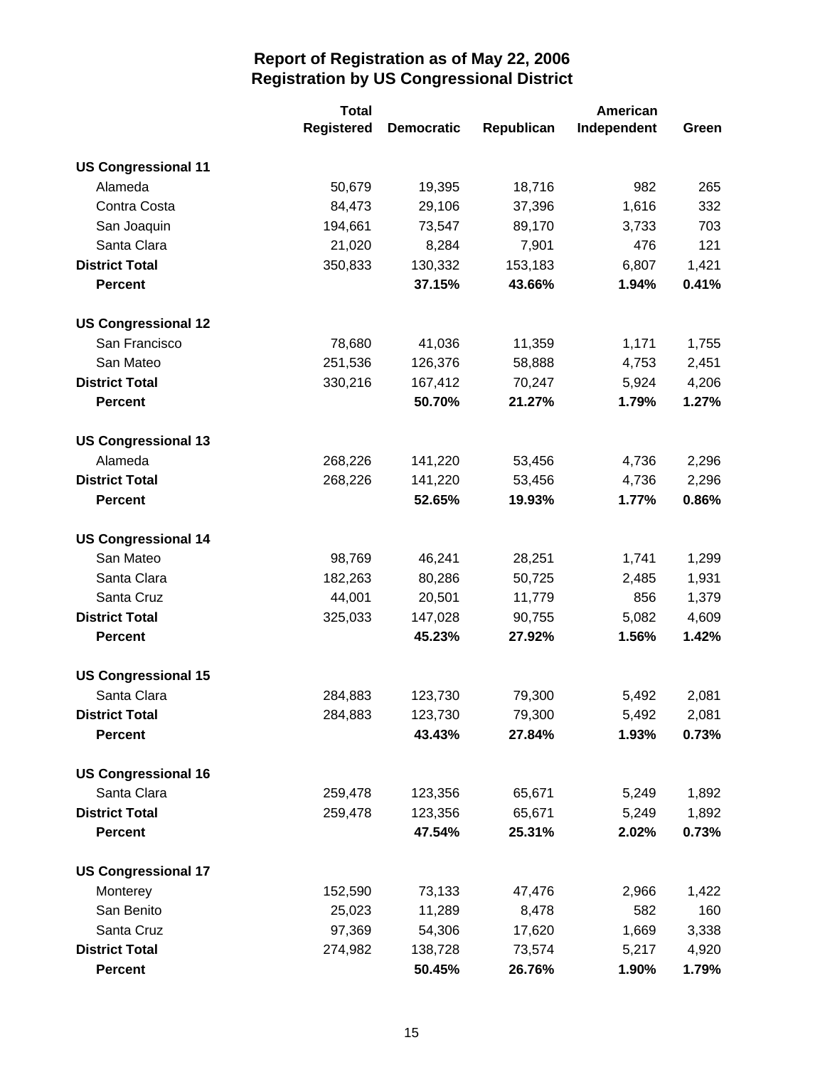# Report of Registration as of May 22, 2006
## Registration by US Congressional District

| | Total Registered | Democratic | Republican | American Independent | Green |
|---|---|---|---|---|---|
| **US Congressional 11** | | | | | |
| Alameda | 50,679 | 19,395 | 18,716 | 982 | 265 |
| Contra Costa | 84,473 | 29,106 | 37,396 | 1,616 | 332 |
| San Joaquin | 194,661 | 73,547 | 89,170 | 3,733 | 703 |
| Santa Clara | 21,020 | 8,284 | 7,901 | 476 | 121 |
| **District Total** | 350,833 | 130,332 | 153,183 | 6,807 | 1,421 |
| **Percent** | | **37.15%** | **43.66%** | **1.94%** | **0.41%** |
| **US Congressional 12** | | | | | |
| San Francisco | 78,680 | 41,036 | 11,359 | 1,171 | 1,755 |
| San Mateo | 251,536 | 126,376 | 58,888 | 4,753 | 2,451 |
| **District Total** | 330,216 | 167,412 | 70,247 | 5,924 | 4,206 |
| **Percent** | | **50.70%** | **21.27%** | **1.79%** | **1.27%** |
| **US Congressional 13** | | | | | |
| Alameda | 268,226 | 141,220 | 53,456 | 4,736 | 2,296 |
| **District Total** | 268,226 | 141,220 | 53,456 | 4,736 | 2,296 |
| **Percent** | | **52.65%** | **19.93%** | **1.77%** | **0.86%** |
| **US Congressional 14** | | | | | |
| San Mateo | 98,769 | 46,241 | 28,251 | 1,741 | 1,299 |
| Santa Clara | 182,263 | 80,286 | 50,725 | 2,485 | 1,931 |
| Santa Cruz | 44,001 | 20,501 | 11,779 | 856 | 1,379 |
| **District Total** | 325,033 | 147,028 | 90,755 | 5,082 | 4,609 |
| **Percent** | | **45.23%** | **27.92%** | **1.56%** | **1.42%** |
| **US Congressional 15** | | | | | |
| Santa Clara | 284,883 | 123,730 | 79,300 | 5,492 | 2,081 |
| **District Total** | 284,883 | 123,730 | 79,300 | 5,492 | 2,081 |
| **Percent** | | **43.43%** | **27.84%** | **1.93%** | **0.73%** |
| **US Congressional 16** | | | | | |
| Santa Clara | 259,478 | 123,356 | 65,671 | 5,249 | 1,892 |
| **District Total** | 259,478 | 123,356 | 65,671 | 5,249 | 1,892 |
| **Percent** | | **47.54%** | **25.31%** | **2.02%** | **0.73%** |
| **US Congressional 17** | | | | | |
| Monterey | 152,590 | 73,133 | 47,476 | 2,966 | 1,422 |
| San Benito | 25,023 | 11,289 | 8,478 | 582 | 160 |
| Santa Cruz | 97,369 | 54,306 | 17,620 | 1,669 | 3,338 |
| **District Total** | 274,982 | 138,728 | 73,574 | 5,217 | 4,920 |
| **Percent** | | **50.45%** | **26.76%** | **1.90%** | **1.79%** |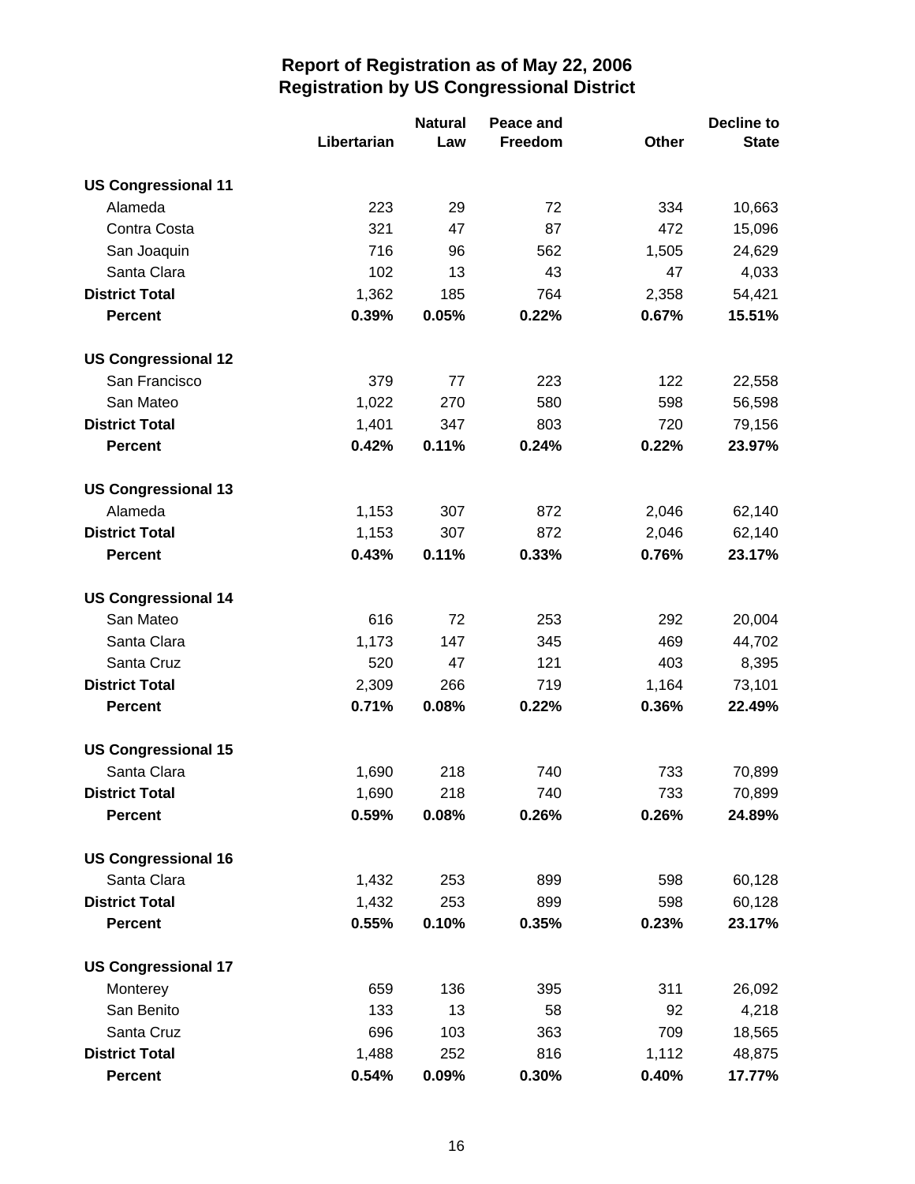# Report of Registration as of May 22, 2006
## Registration by US Congressional District

| | Libertarian | Natural Law | Peace and Freedom | Other | Decline to State |
|---|---|---|---|---|---|
| **US Congressional 11** | | | | | |
| Alameda | 223 | 29 | 72 | 334 | 10,663 |
| Contra Costa | 321 | 47 | 87 | 472 | 15,096 |
| San Joaquin | 716 | 96 | 562 | 1,505 | 24,629 |
| Santa Clara | 102 | 13 | 43 | 47 | 4,033 |
| **District Total** | 1,362 | 185 | 764 | 2,358 | 54,421 |
| **Percent** | **0.39%** | **0.05%** | **0.22%** | **0.67%** | **15.51%** |
| **US Congressional 12** | | | | | |
| San Francisco | 379 | 77 | 223 | 122 | 22,558 |
| San Mateo | 1,022 | 270 | 580 | 598 | 56,598 |
| **District Total** | 1,401 | 347 | 803 | 720 | 79,156 |
| **Percent** | **0.42%** | **0.11%** | **0.24%** | **0.22%** | **23.97%** |
| **US Congressional 13** | | | | | |
| Alameda | 1,153 | 307 | 872 | 2,046 | 62,140 |
| **District Total** | 1,153 | 307 | 872 | 2,046 | 62,140 |
| **Percent** | **0.43%** | **0.11%** | **0.33%** | **0.76%** | **23.17%** |
| **US Congressional 14** | | | | | |
| San Mateo | 616 | 72 | 253 | 292 | 20,004 |
| Santa Clara | 1,173 | 147 | 345 | 469 | 44,702 |
| Santa Cruz | 520 | 47 | 121 | 403 | 8,395 |
| **District Total** | 2,309 | 266 | 719 | 1,164 | 73,101 |
| **Percent** | **0.71%** | **0.08%** | **0.22%** | **0.36%** | **22.49%** |
| **US Congressional 15** | | | | | |
| Santa Clara | 1,690 | 218 | 740 | 733 | 70,899 |
| **District Total** | 1,690 | 218 | 740 | 733 | 70,899 |
| **Percent** | **0.59%** | **0.08%** | **0.26%** | **0.26%** | **24.89%** |
| **US Congressional 16** | | | | | |
| Santa Clara | 1,432 | 253 | 899 | 598 | 60,128 |
| **District Total** | 1,432 | 253 | 899 | 598 | 60,128 |
| **Percent** | **0.55%** | **0.10%** | **0.35%** | **0.23%** | **23.17%** |
| **US Congressional 17** | | | | | |
| Monterey | 659 | 136 | 395 | 311 | 26,092 |
| San Benito | 133 | 13 | 58 | 92 | 4,218 |
| Santa Cruz | 696 | 103 | 363 | 709 | 18,565 |
| **District Total** | 1,488 | 252 | 816 | 1,112 | 48,875 |
| **Percent** | **0.54%** | **0.09%** | **0.30%** | **0.40%** | **17.77%** |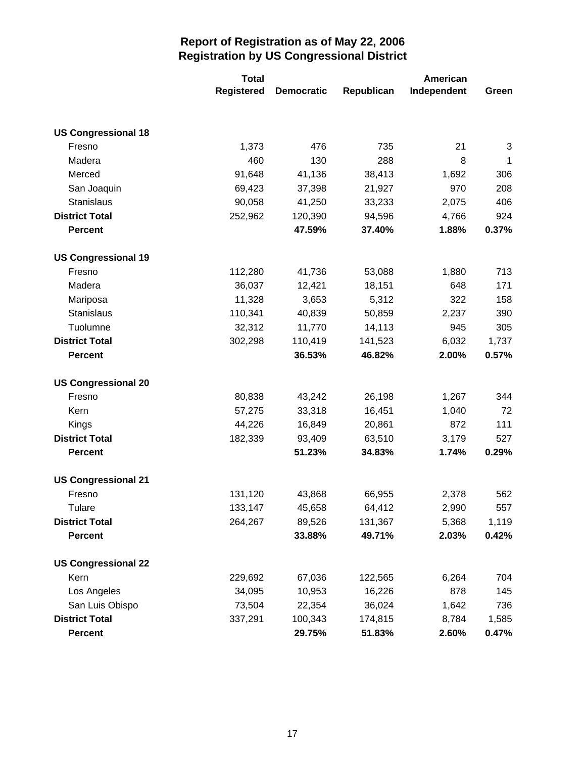# Report of Registration as of May 22, 2006
## Registration by US Congressional District

| | Total Registered | Democratic | Republican | American Independent | Green |
|---|---|---|---|---|---|
| **US Congressional 18** | | | | | |
| Fresno | 1,373 | 476 | 735 | 21 | 3 |
| Madera | 460 | 130 | 288 | 8 | 1 |
| Merced | 91,648 | 41,136 | 38,413 | 1,692 | 306 |
| San Joaquin | 69,423 | 37,398 | 21,927 | 970 | 208 |
| Stanislaus | 90,058 | 41,250 | 33,233 | 2,075 | 406 |
| **District Total** | 252,962 | 120,390 | 94,596 | 4,766 | 924 |
| **Percent** | | **47.59%** | **37.40%** | **1.88%** | **0.37%** |
| **US Congressional 19** | | | | | |
| Fresno | 112,280 | 41,736 | 53,088 | 1,880 | 713 |
| Madera | 36,037 | 12,421 | 18,151 | 648 | 171 |
| Mariposa | 11,328 | 3,653 | 5,312 | 322 | 158 |
| Stanislaus | 110,341 | 40,839 | 50,859 | 2,237 | 390 |
| Tuolumne | 32,312 | 11,770 | 14,113 | 945 | 305 |
| **District Total** | 302,298 | 110,419 | 141,523 | 6,032 | 1,737 |
| **Percent** | | **36.53%** | **46.82%** | **2.00%** | **0.57%** |
| **US Congressional 20** | | | | | |
| Fresno | 80,838 | 43,242 | 26,198 | 1,267 | 344 |
| Kern | 57,275 | 33,318 | 16,451 | 1,040 | 72 |
| Kings | 44,226 | 16,849 | 20,861 | 872 | 111 |
| **District Total** | 182,339 | 93,409 | 63,510 | 3,179 | 527 |
| **Percent** | | **51.23%** | **34.83%** | **1.74%** | **0.29%** |
| **US Congressional 21** | | | | | |
| Fresno | 131,120 | 43,868 | 66,955 | 2,378 | 562 |
| Tulare | 133,147 | 45,658 | 64,412 | 2,990 | 557 |
| **District Total** | 264,267 | 89,526 | 131,367 | 5,368 | 1,119 |
| **Percent** | | **33.88%** | **49.71%** | **2.03%** | **0.42%** |
| **US Congressional 22** | | | | | |
| Kern | 229,692 | 67,036 | 122,565 | 6,264 | 704 |
| Los Angeles | 34,095 | 10,953 | 16,226 | 878 | 145 |
| San Luis Obispo | 73,504 | 22,354 | 36,024 | 1,642 | 736 |
| **District Total** | 337,291 | 100,343 | 174,815 | 8,784 | 1,585 |
| **Percent** | | **29.75%** | **51.83%** | **2.60%** | **0.47%** |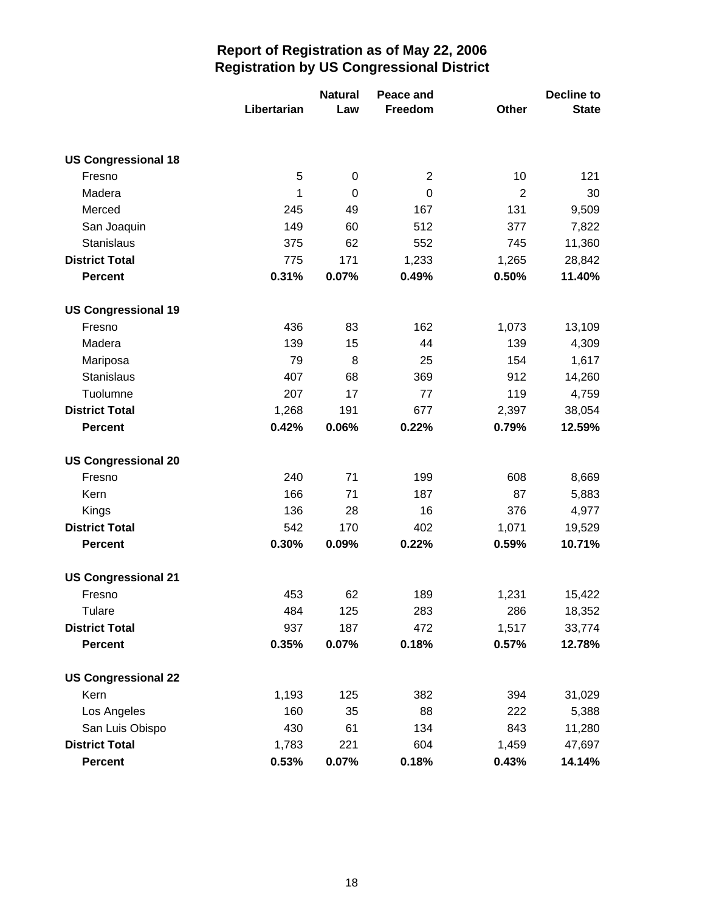# Report of Registration as of May 22, 2006
## Registration by US Congressional District

| | Libertarian | Natural Law | Peace and Freedom | Other | Decline to State |
|---|---|---|---|---|---|
| **US Congressional 18** | | | | | |
| Fresno | 5 | 0 | 2 | 10 | 121 |
| Madera | 1 | 0 | 0 | 2 | 30 |
| Merced | 245 | 49 | 167 | 131 | 9,509 |
| San Joaquin | 149 | 60 | 512 | 377 | 7,822 |
| Stanislaus | 375 | 62 | 552 | 745 | 11,360 |
| **District Total** | 775 | 171 | 1,233 | 1,265 | 28,842 |
| **Percent** | **0.31%** | **0.07%** | **0.49%** | **0.50%** | **11.40%** |
| **US Congressional 19** | | | | | |
| Fresno | 436 | 83 | 162 | 1,073 | 13,109 |
| Madera | 139 | 15 | 44 | 139 | 4,309 |
| Mariposa | 79 | 8 | 25 | 154 | 1,617 |
| Stanislaus | 407 | 68 | 369 | 912 | 14,260 |
| Tuolumne | 207 | 17 | 77 | 119 | 4,759 |
| **District Total** | 1,268 | 191 | 677 | 2,397 | 38,054 |
| **Percent** | **0.42%** | **0.06%** | **0.22%** | **0.79%** | **12.59%** |
| **US Congressional 20** | | | | | |
| Fresno | 240 | 71 | 199 | 608 | 8,669 |
| Kern | 166 | 71 | 187 | 87 | 5,883 |
| Kings | 136 | 28 | 16 | 376 | 4,977 |
| **District Total** | 542 | 170 | 402 | 1,071 | 19,529 |
| **Percent** | **0.30%** | **0.09%** | **0.22%** | **0.59%** | **10.71%** |
| **US Congressional 21** | | | | | |
| Fresno | 453 | 62 | 189 | 1,231 | 15,422 |
| Tulare | 484 | 125 | 283 | 286 | 18,352 |
| **District Total** | 937 | 187 | 472 | 1,517 | 33,774 |
| **Percent** | **0.35%** | **0.07%** | **0.18%** | **0.57%** | **12.78%** |
| **US Congressional 22** | | | | | |
| Kern | 1,193 | 125 | 382 | 394 | 31,029 |
| Los Angeles | 160 | 35 | 88 | 222 | 5,388 |
| San Luis Obispo | 430 | 61 | 134 | 843 | 11,280 |
| **District Total** | 1,783 | 221 | 604 | 1,459 | 47,697 |
| **Percent** | **0.53%** | **0.07%** | **0.18%** | **0.43%** | **14.14%** |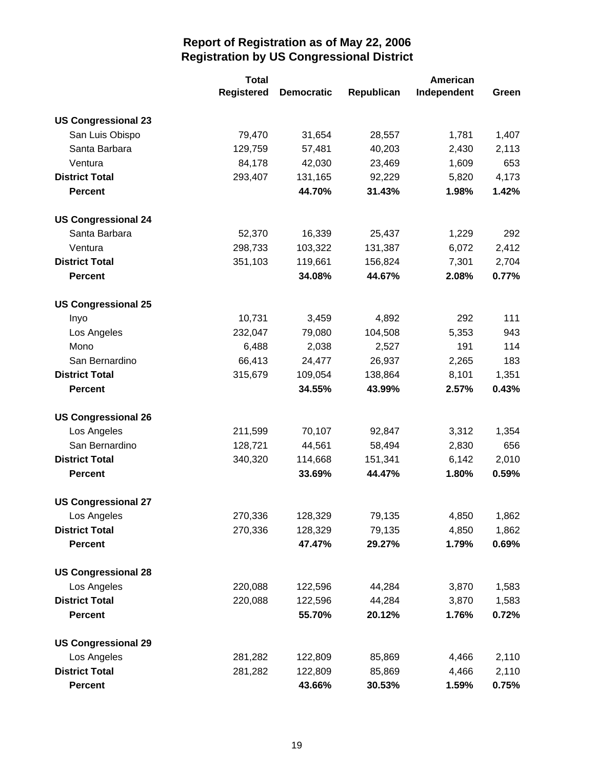# Report of Registration as of May 22, 2006
## Registration by US Congressional District

| | Total Registered | Democratic | Republican | American Independent | Green |
|---|---|---|---|---|---|
| **US Congressional 23** | | | | | |
| San Luis Obispo | 79,470 | 31,654 | 28,557 | 1,781 | 1,407 |
| Santa Barbara | 129,759 | 57,481 | 40,203 | 2,430 | 2,113 |
| Ventura | 84,178 | 42,030 | 23,469 | 1,609 | 653 |
| **District Total** | 293,407 | 131,165 | 92,229 | 5,820 | 4,173 |
| **Percent** | | **44.70%** | **31.43%** | **1.98%** | **1.42%** |
| **US Congressional 24** | | | | | |
| Santa Barbara | 52,370 | 16,339 | 25,437 | 1,229 | 292 |
| Ventura | 298,733 | 103,322 | 131,387 | 6,072 | 2,412 |
| **District Total** | 351,103 | 119,661 | 156,824 | 7,301 | 2,704 |
| **Percent** | | **34.08%** | **44.67%** | **2.08%** | **0.77%** |
| **US Congressional 25** | | | | | |
| Inyo | 10,731 | 3,459 | 4,892 | 292 | 111 |
| Los Angeles | 232,047 | 79,080 | 104,508 | 5,353 | 943 |
| Mono | 6,488 | 2,038 | 2,527 | 191 | 114 |
| San Bernardino | 66,413 | 24,477 | 26,937 | 2,265 | 183 |
| **District Total** | 315,679 | 109,054 | 138,864 | 8,101 | 1,351 |
| **Percent** | | **34.55%** | **43.99%** | **2.57%** | **0.43%** |
| **US Congressional 26** | | | | | |
| Los Angeles | 211,599 | 70,107 | 92,847 | 3,312 | 1,354 |
| San Bernardino | 128,721 | 44,561 | 58,494 | 2,830 | 656 |
| **District Total** | 340,320 | 114,668 | 151,341 | 6,142 | 2,010 |
| **Percent** | | **33.69%** | **44.47%** | **1.80%** | **0.59%** |
| **US Congressional 27** | | | | | |
| Los Angeles | 270,336 | 128,329 | 79,135 | 4,850 | 1,862 |
| **District Total** | 270,336 | 128,329 | 79,135 | 4,850 | 1,862 |
| **Percent** | | **47.47%** | **29.27%** | **1.79%** | **0.69%** |
| **US Congressional 28** | | | | | |
| Los Angeles | 220,088 | 122,596 | 44,284 | 3,870 | 1,583 |
| **District Total** | 220,088 | 122,596 | 44,284 | 3,870 | 1,583 |
| **Percent** | | **55.70%** | **20.12%** | **1.76%** | **0.72%** |
| **US Congressional 29** | | | | | |
| Los Angeles | 281,282 | 122,809 | 85,869 | 4,466 | 2,110 |
| **District Total** | 281,282 | 122,809 | 85,869 | 4,466 | 2,110 |
| **Percent** | | **43.66%** | **30.53%** | **1.59%** | **0.75%** |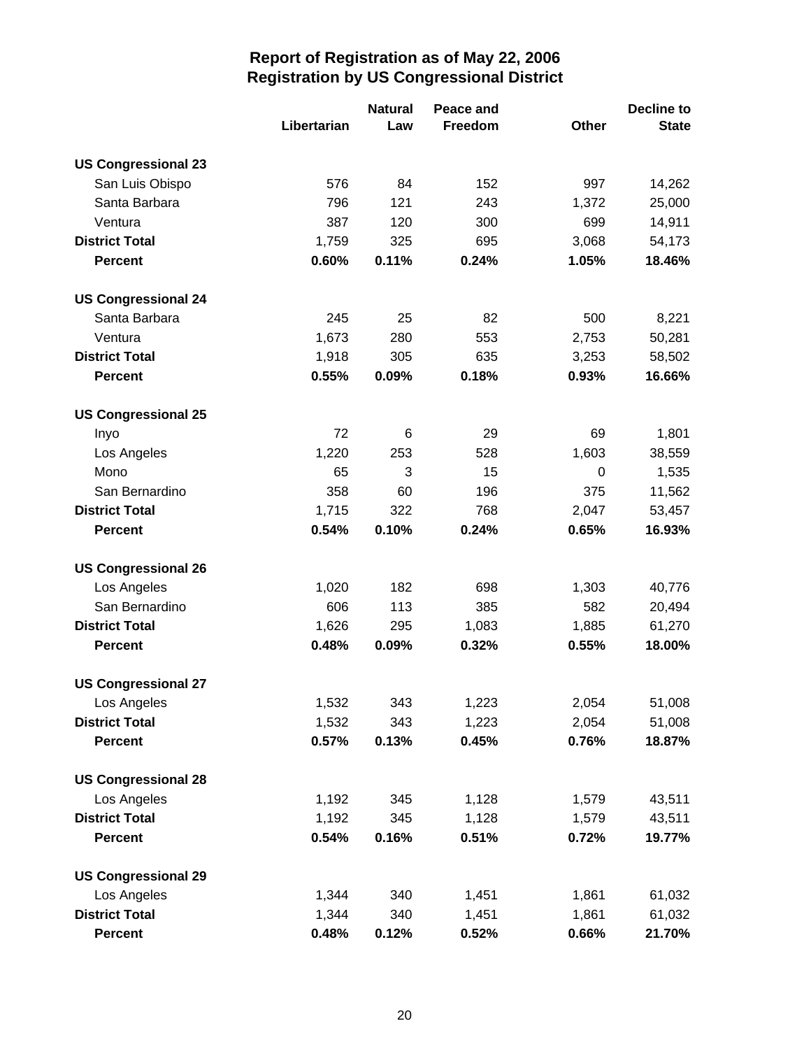# Report of Registration as of May 22, 2006
## Registration by US Congressional District

| | Libertarian | Natural Law | Peace and Freedom | Other | Decline to State |
|---|---|---|---|---|---|
| **US Congressional 23** | | | | | |
| San Luis Obispo | 576 | 84 | 152 | 997 | 14,262 |
| Santa Barbara | 796 | 121 | 243 | 1,372 | 25,000 |
| Ventura | 387 | 120 | 300 | 699 | 14,911 |
| **District Total** | 1,759 | 325 | 695 | 3,068 | 54,173 |
| **Percent** | **0.60%** | **0.11%** | **0.24%** | **1.05%** | **18.46%** |
| **US Congressional 24** | | | | | |
| Santa Barbara | 245 | 25 | 82 | 500 | 8,221 |
| Ventura | 1,673 | 280 | 553 | 2,753 | 50,281 |
| **District Total** | 1,918 | 305 | 635 | 3,253 | 58,502 |
| **Percent** | **0.55%** | **0.09%** | **0.18%** | **0.93%** | **16.66%** |
| **US Congressional 25** | | | | | |
| Inyo | 72 | 6 | 29 | 69 | 1,801 |
| Los Angeles | 1,220 | 253 | 528 | 1,603 | 38,559 |
| Mono | 65 | 3 | 15 | 0 | 1,535 |
| San Bernardino | 358 | 60 | 196 | 375 | 11,562 |
| **District Total** | 1,715 | 322 | 768 | 2,047 | 53,457 |
| **Percent** | **0.54%** | **0.10%** | **0.24%** | **0.65%** | **16.93%** |
| **US Congressional 26** | | | | | |
| Los Angeles | 1,020 | 182 | 698 | 1,303 | 40,776 |
| San Bernardino | 606 | 113 | 385 | 582 | 20,494 |
| **District Total** | 1,626 | 295 | 1,083 | 1,885 | 61,270 |
| **Percent** | **0.48%** | **0.09%** | **0.32%** | **0.55%** | **18.00%** |
| **US Congressional 27** | | | | | |
| Los Angeles | 1,532 | 343 | 1,223 | 2,054 | 51,008 |
| **District Total** | 1,532 | 343 | 1,223 | 2,054 | 51,008 |
| **Percent** | **0.57%** | **0.13%** | **0.45%** | **0.76%** | **18.87%** |
| **US Congressional 28** | | | | | |
| Los Angeles | 1,192 | 345 | 1,128 | 1,579 | 43,511 |
| **District Total** | 1,192 | 345 | 1,128 | 1,579 | 43,511 |
| **Percent** | **0.54%** | **0.16%** | **0.51%** | **0.72%** | **19.77%** |
| **US Congressional 29** | | | | | |
| Los Angeles | 1,344 | 340 | 1,451 | 1,861 | 61,032 |
| **District Total** | 1,344 | 340 | 1,451 | 1,861 | 61,032 |
| **Percent** | **0.48%** | **0.12%** | **0.52%** | **0.66%** | **21.70%** |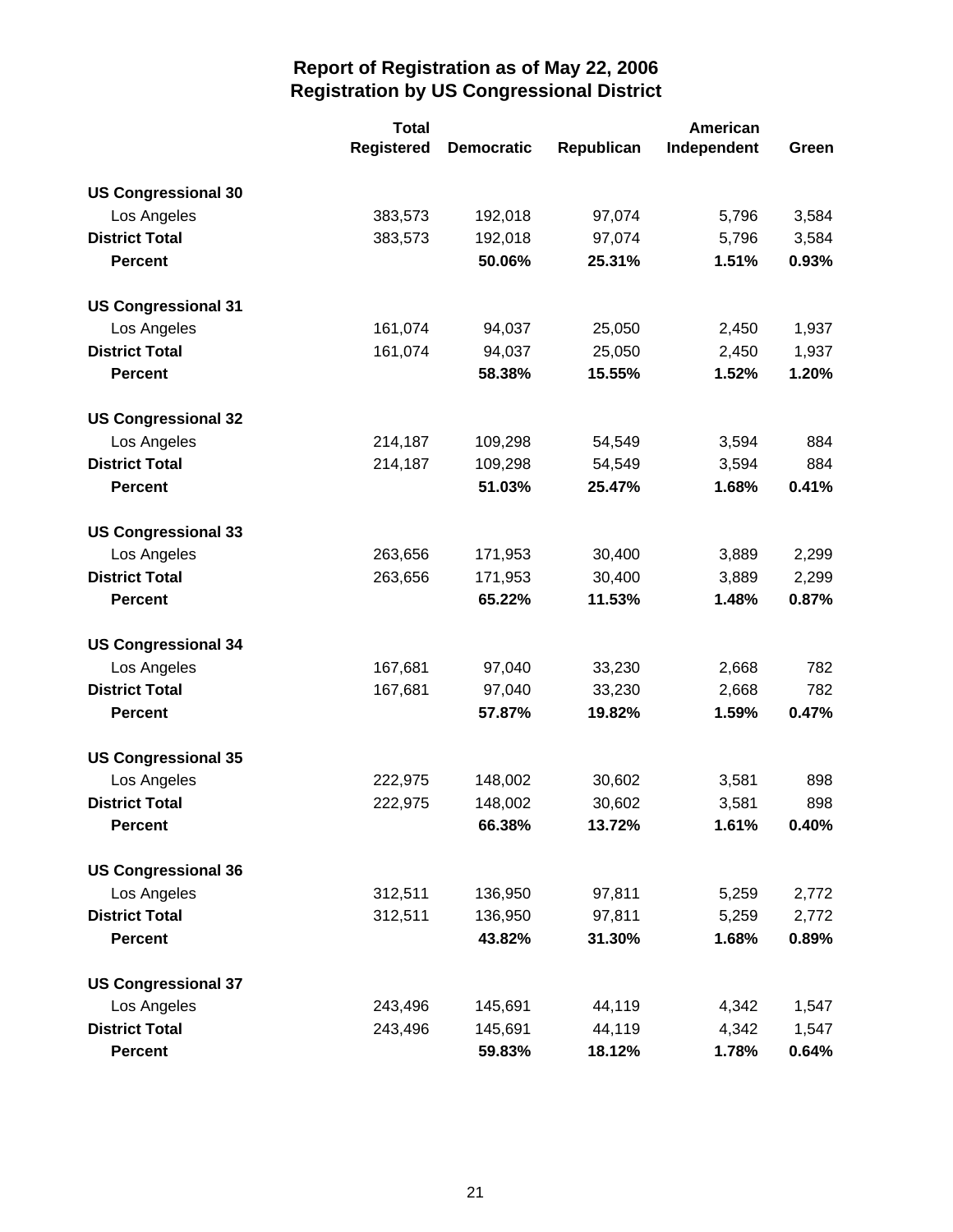# Report of Registration as of May 22, 2006
## Registration by US Congressional District

| | Total Registered | Democratic | Republican | American Independent | Green |
|---|---|---|---|---|---|
| **US Congressional 30** | | | | | |
| Los Angeles | 383,573 | 192,018 | 97,074 | 5,796 | 3,584 |
| **District Total** | 383,573 | 192,018 | 97,074 | 5,796 | 3,584 |
| **Percent** | | **50.06%** | **25.31%** | **1.51%** | **0.93%** |
| **US Congressional 31** | | | | | |
| Los Angeles | 161,074 | 94,037 | 25,050 | 2,450 | 1,937 |
| **District Total** | 161,074 | 94,037 | 25,050 | 2,450 | 1,937 |
| **Percent** | | **58.38%** | **15.55%** | **1.52%** | **1.20%** |
| **US Congressional 32** | | | | | |
| Los Angeles | 214,187 | 109,298 | 54,549 | 3,594 | 884 |
| **District Total** | 214,187 | 109,298 | 54,549 | 3,594 | 884 |
| **Percent** | | **51.03%** | **25.47%** | **1.68%** | **0.41%** |
| **US Congressional 33** | | | | | |
| Los Angeles | 263,656 | 171,953 | 30,400 | 3,889 | 2,299 |
| **District Total** | 263,656 | 171,953 | 30,400 | 3,889 | 2,299 |
| **Percent** | | **65.22%** | **11.53%** | **1.48%** | **0.87%** |
| **US Congressional 34** | | | | | |
| Los Angeles | 167,681 | 97,040 | 33,230 | 2,668 | 782 |
| **District Total** | 167,681 | 97,040 | 33,230 | 2,668 | 782 |
| **Percent** | | **57.87%** | **19.82%** | **1.59%** | **0.47%** |
| **US Congressional 35** | | | | | |
| Los Angeles | 222,975 | 148,002 | 30,602 | 3,581 | 898 |
| **District Total** | 222,975 | 148,002 | 30,602 | 3,581 | 898 |
| **Percent** | | **66.38%** | **13.72%** | **1.61%** | **0.40%** |
| **US Congressional 36** | | | | | |
| Los Angeles | 312,511 | 136,950 | 97,811 | 5,259 | 2,772 |
| **District Total** | 312,511 | 136,950 | 97,811 | 5,259 | 2,772 |
| **Percent** | | **43.82%** | **31.30%** | **1.68%** | **0.89%** |
| **US Congressional 37** | | | | | |
| Los Angeles | 243,496 | 145,691 | 44,119 | 4,342 | 1,547 |
| **District Total** | 243,496 | 145,691 | 44,119 | 4,342 | 1,547 |
| **Percent** | | **59.83%** | **18.12%** | **1.78%** | **0.64%** |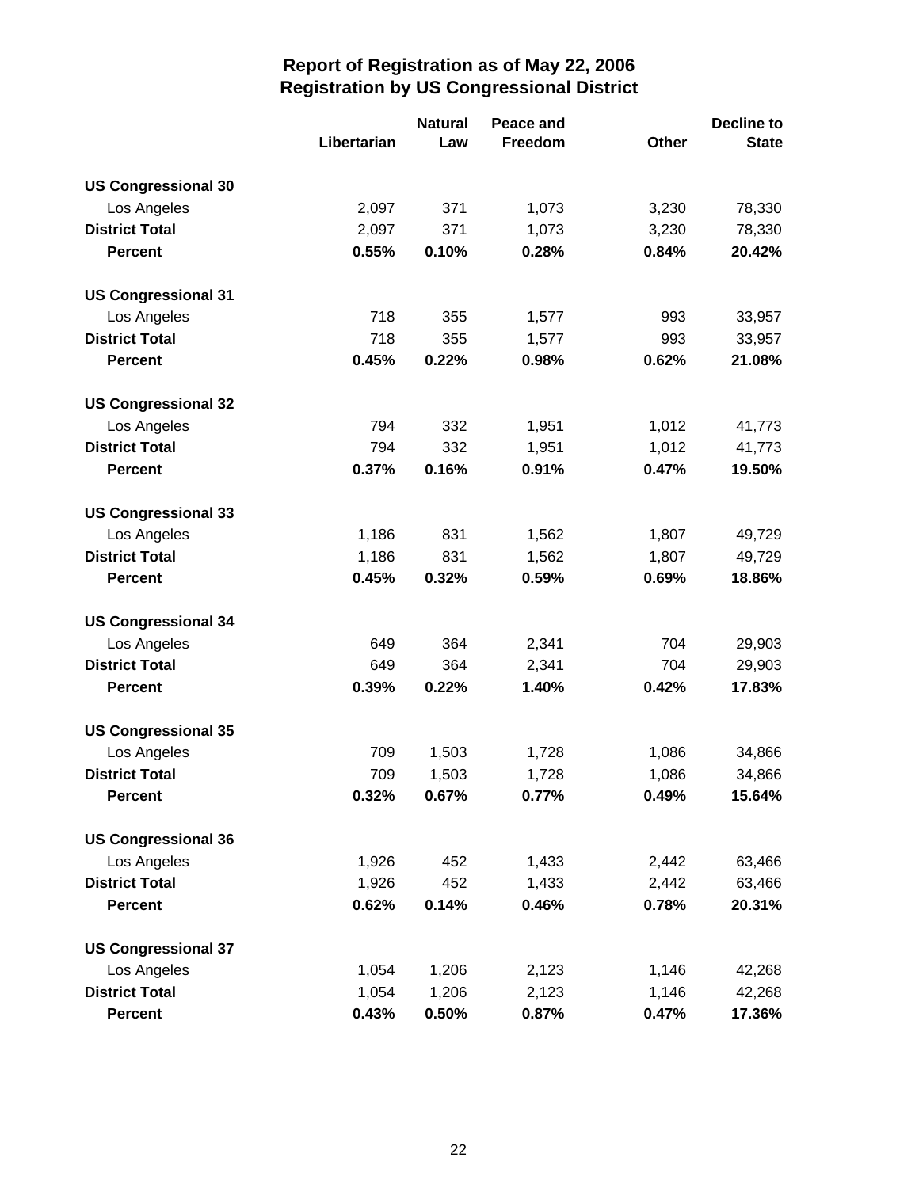# Report of Registration as of May 22, 2006
## Registration by US Congressional District

| | Libertarian | Natural Law | Peace and Freedom | Other | Decline to State |
|---|---|---|---|---|---|
| **US Congressional 30** | | | | | |
| Los Angeles | 2,097 | 371 | 1,073 | 3,230 | 78,330 |
| **District Total** | 2,097 | 371 | 1,073 | 3,230 | 78,330 |
| **Percent** | **0.55%** | **0.10%** | **0.28%** | **0.84%** | **20.42%** |
| **US Congressional 31** | | | | | |
| Los Angeles | 718 | 355 | 1,577 | 993 | 33,957 |
| **District Total** | 718 | 355 | 1,577 | 993 | 33,957 |
| **Percent** | **0.45%** | **0.22%** | **0.98%** | **0.62%** | **21.08%** |
| **US Congressional 32** | | | | | |
| Los Angeles | 794 | 332 | 1,951 | 1,012 | 41,773 |
| **District Total** | 794 | 332 | 1,951 | 1,012 | 41,773 |
| **Percent** | **0.37%** | **0.16%** | **0.91%** | **0.47%** | **19.50%** |
| **US Congressional 33** | | | | | |
| Los Angeles | 1,186 | 831 | 1,562 | 1,807 | 49,729 |
| **District Total** | 1,186 | 831 | 1,562 | 1,807 | 49,729 |
| **Percent** | **0.45%** | **0.32%** | **0.59%** | **0.69%** | **18.86%** |
| **US Congressional 34** | | | | | |
| Los Angeles | 649 | 364 | 2,341 | 704 | 29,903 |
| **District Total** | 649 | 364 | 2,341 | 704 | 29,903 |
| **Percent** | **0.39%** | **0.22%** | **1.40%** | **0.42%** | **17.83%** |
| **US Congressional 35** | | | | | |
| Los Angeles | 709 | 1,503 | 1,728 | 1,086 | 34,866 |
| **District Total** | 709 | 1,503 | 1,728 | 1,086 | 34,866 |
| **Percent** | **0.32%** | **0.67%** | **0.77%** | **0.49%** | **15.64%** |
| **US Congressional 36** | | | | | |
| Los Angeles | 1,926 | 452 | 1,433 | 2,442 | 63,466 |
| **District Total** | 1,926 | 452 | 1,433 | 2,442 | 63,466 |
| **Percent** | **0.62%** | **0.14%** | **0.46%** | **0.78%** | **20.31%** |
| **US Congressional 37** | | | | | |
| Los Angeles | 1,054 | 1,206 | 2,123 | 1,146 | 42,268 |
| **District Total** | 1,054 | 1,206 | 2,123 | 1,146 | 42,268 |
| **Percent** | **0.43%** | **0.50%** | **0.87%** | **0.47%** | **17.36%** |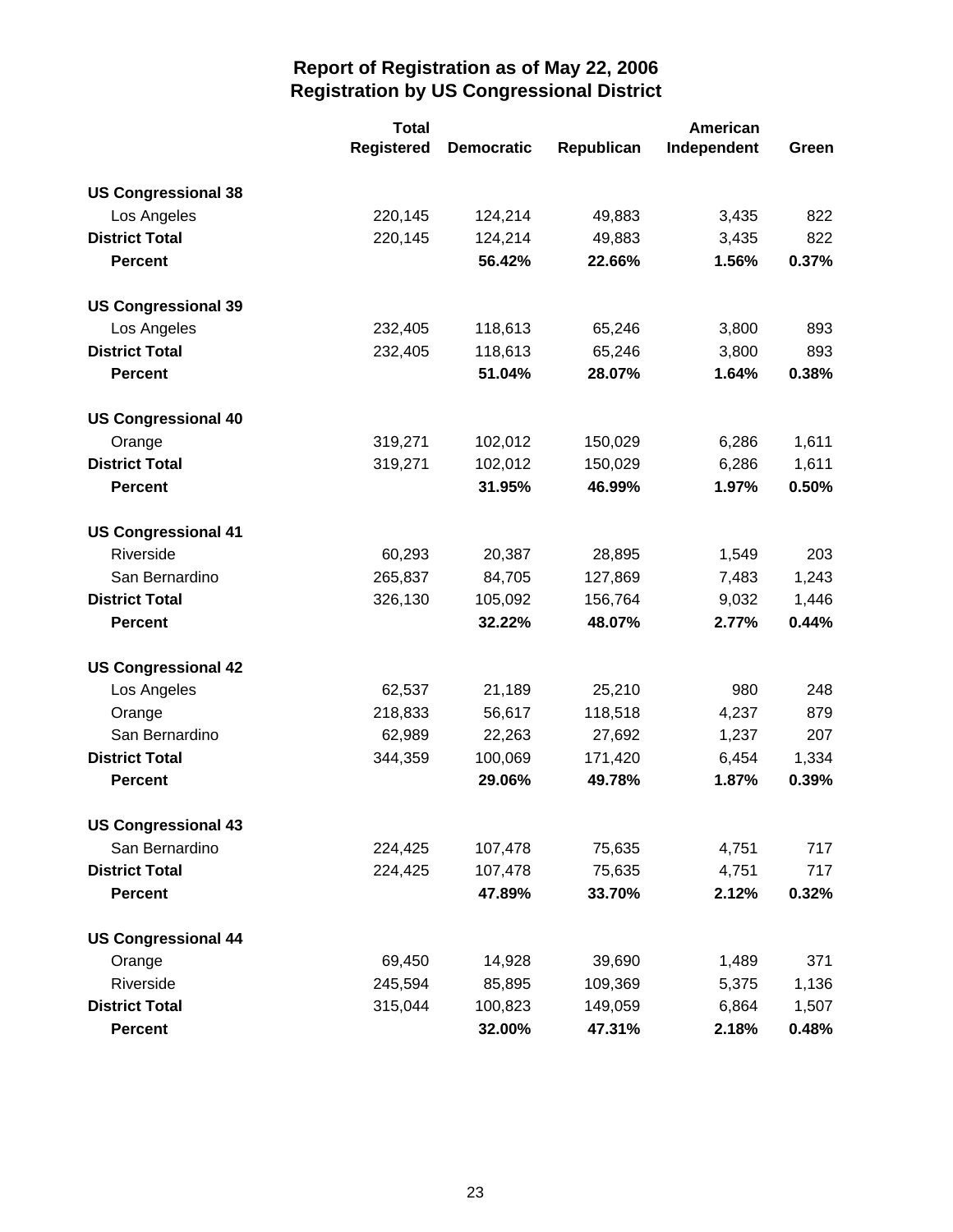# Report of Registration as of May 22, 2006
# Registration by US Congressional District

| | Total Registered | Democratic | Republican | American Independent | Green |
|---|---|---|---|---|---|
| **US Congressional 38** | | | | | |
| Los Angeles | 220,145 | 124,214 | 49,883 | 3,435 | 822 |
| **District Total** | 220,145 | 124,214 | 49,883 | 3,435 | 822 |
| **Percent** | | **56.42%** | **22.66%** | **1.56%** | **0.37%** |
| **US Congressional 39** | | | | | |
| Los Angeles | 232,405 | 118,613 | 65,246 | 3,800 | 893 |
| **District Total** | 232,405 | 118,613 | 65,246 | 3,800 | 893 |
| **Percent** | | **51.04%** | **28.07%** | **1.64%** | **0.38%** |
| **US Congressional 40** | | | | | |
| Orange | 319,271 | 102,012 | 150,029 | 6,286 | 1,611 |
| **District Total** | 319,271 | 102,012 | 150,029 | 6,286 | 1,611 |
| **Percent** | | **31.95%** | **46.99%** | **1.97%** | **0.50%** |
| **US Congressional 41** | | | | | |
| Riverside | 60,293 | 20,387 | 28,895 | 1,549 | 203 |
| San Bernardino | 265,837 | 84,705 | 127,869 | 7,483 | 1,243 |
| **District Total** | 326,130 | 105,092 | 156,764 | 9,032 | 1,446 |
| **Percent** | | **32.22%** | **48.07%** | **2.77%** | **0.44%** |
| **US Congressional 42** | | | | | |
| Los Angeles | 62,537 | 21,189 | 25,210 | 980 | 248 |
| Orange | 218,833 | 56,617 | 118,518 | 4,237 | 879 |
| San Bernardino | 62,989 | 22,263 | 27,692 | 1,237 | 207 |
| **District Total** | 344,359 | 100,069 | 171,420 | 6,454 | 1,334 |
| **Percent** | | **29.06%** | **49.78%** | **1.87%** | **0.39%** |
| **US Congressional 43** | | | | | |
| San Bernardino | 224,425 | 107,478 | 75,635 | 4,751 | 717 |
| **District Total** | 224,425 | 107,478 | 75,635 | 4,751 | 717 |
| **Percent** | | **47.89%** | **33.70%** | **2.12%** | **0.32%** |
| **US Congressional 44** | | | | | |
| Orange | 69,450 | 14,928 | 39,690 | 1,489 | 371 |
| Riverside | 245,594 | 85,895 | 109,369 | 5,375 | 1,136 |
| **District Total** | 315,044 | 100,823 | 149,059 | 6,864 | 1,507 |
| **Percent** | | **32.00%** | **47.31%** | **2.18%** | **0.48%** |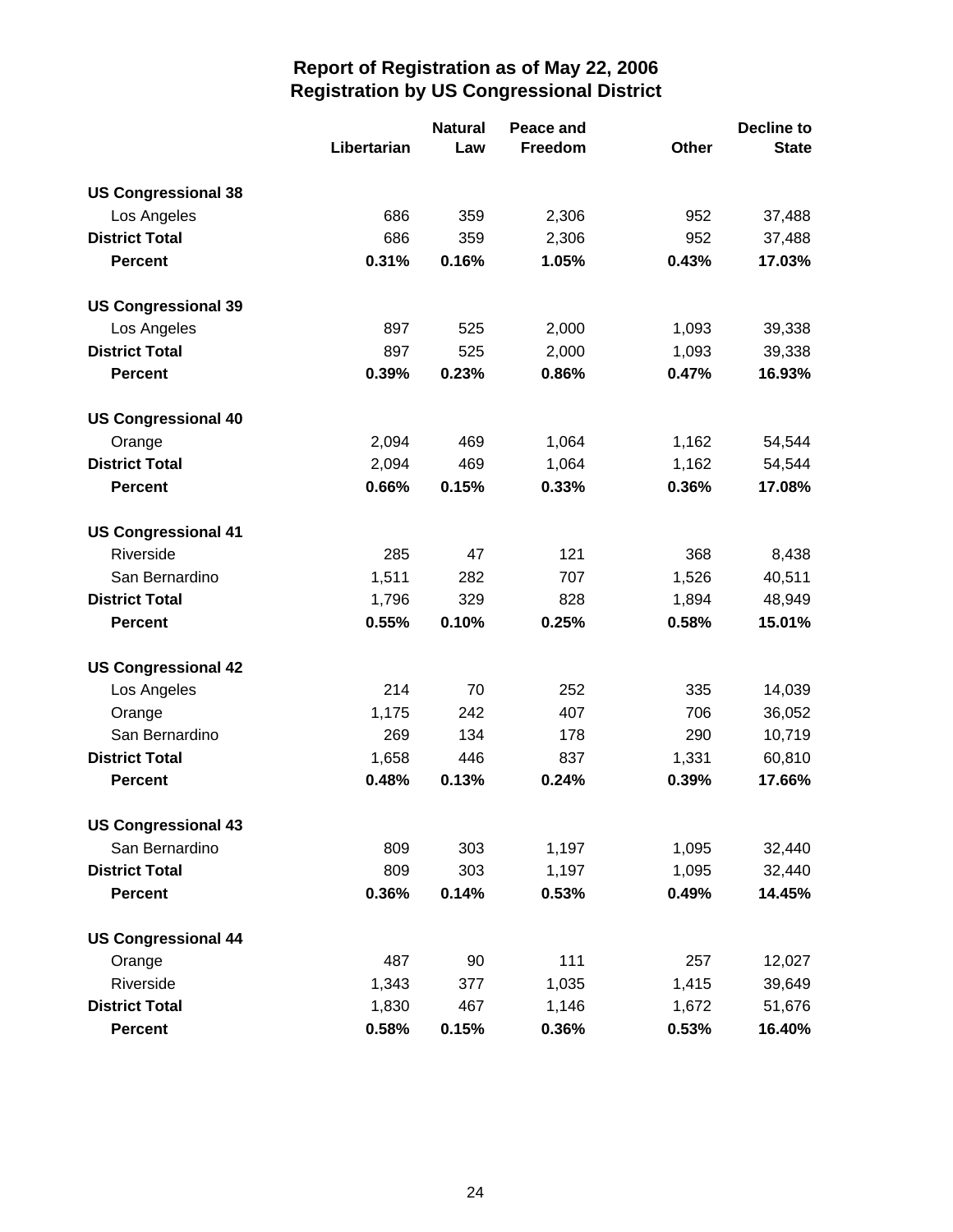# Report of Registration as of May 22, 2006
## Registration by US Congressional District

| | Libertarian | Natural Law | Peace and Freedom | Other | Decline to State |
|---|---|---|---|---|---|
| **US Congressional 38** | | | | | |
| Los Angeles | 686 | 359 | 2,306 | 952 | 37,488 |
| **District Total** | 686 | 359 | 2,306 | 952 | 37,488 |
| **Percent** | **0.31%** | **0.16%** | **1.05%** | **0.43%** | **17.03%** |
| **US Congressional 39** | | | | | |
| Los Angeles | 897 | 525 | 2,000 | 1,093 | 39,338 |
| **District Total** | 897 | 525 | 2,000 | 1,093 | 39,338 |
| **Percent** | **0.39%** | **0.23%** | **0.86%** | **0.47%** | **16.93%** |
| **US Congressional 40** | | | | | |
| Orange | 2,094 | 469 | 1,064 | 1,162 | 54,544 |
| **District Total** | 2,094 | 469 | 1,064 | 1,162 | 54,544 |
| **Percent** | **0.66%** | **0.15%** | **0.33%** | **0.36%** | **17.08%** |
| **US Congressional 41** | | | | | |
| Riverside | 285 | 47 | 121 | 368 | 8,438 |
| San Bernardino | 1,511 | 282 | 707 | 1,526 | 40,511 |
| **District Total** | 1,796 | 329 | 828 | 1,894 | 48,949 |
| **Percent** | **0.55%** | **0.10%** | **0.25%** | **0.58%** | **15.01%** |
| **US Congressional 42** | | | | | |
| Los Angeles | 214 | 70 | 252 | 335 | 14,039 |
| Orange | 1,175 | 242 | 407 | 706 | 36,052 |
| San Bernardino | 269 | 134 | 178 | 290 | 10,719 |
| **District Total** | 1,658 | 446 | 837 | 1,331 | 60,810 |
| **Percent** | **0.48%** | **0.13%** | **0.24%** | **0.39%** | **17.66%** |
| **US Congressional 43** | | | | | |
| San Bernardino | 809 | 303 | 1,197 | 1,095 | 32,440 |
| **District Total** | 809 | 303 | 1,197 | 1,095 | 32,440 |
| **Percent** | **0.36%** | **0.14%** | **0.53%** | **0.49%** | **14.45%** |
| **US Congressional 44** | | | | | |
| Orange | 487 | 90 | 111 | 257 | 12,027 |
| Riverside | 1,343 | 377 | 1,035 | 1,415 | 39,649 |
| **District Total** | 1,830 | 467 | 1,146 | 1,672 | 51,676 |
| **Percent** | **0.58%** | **0.15%** | **0.36%** | **0.53%** | **16.40%** |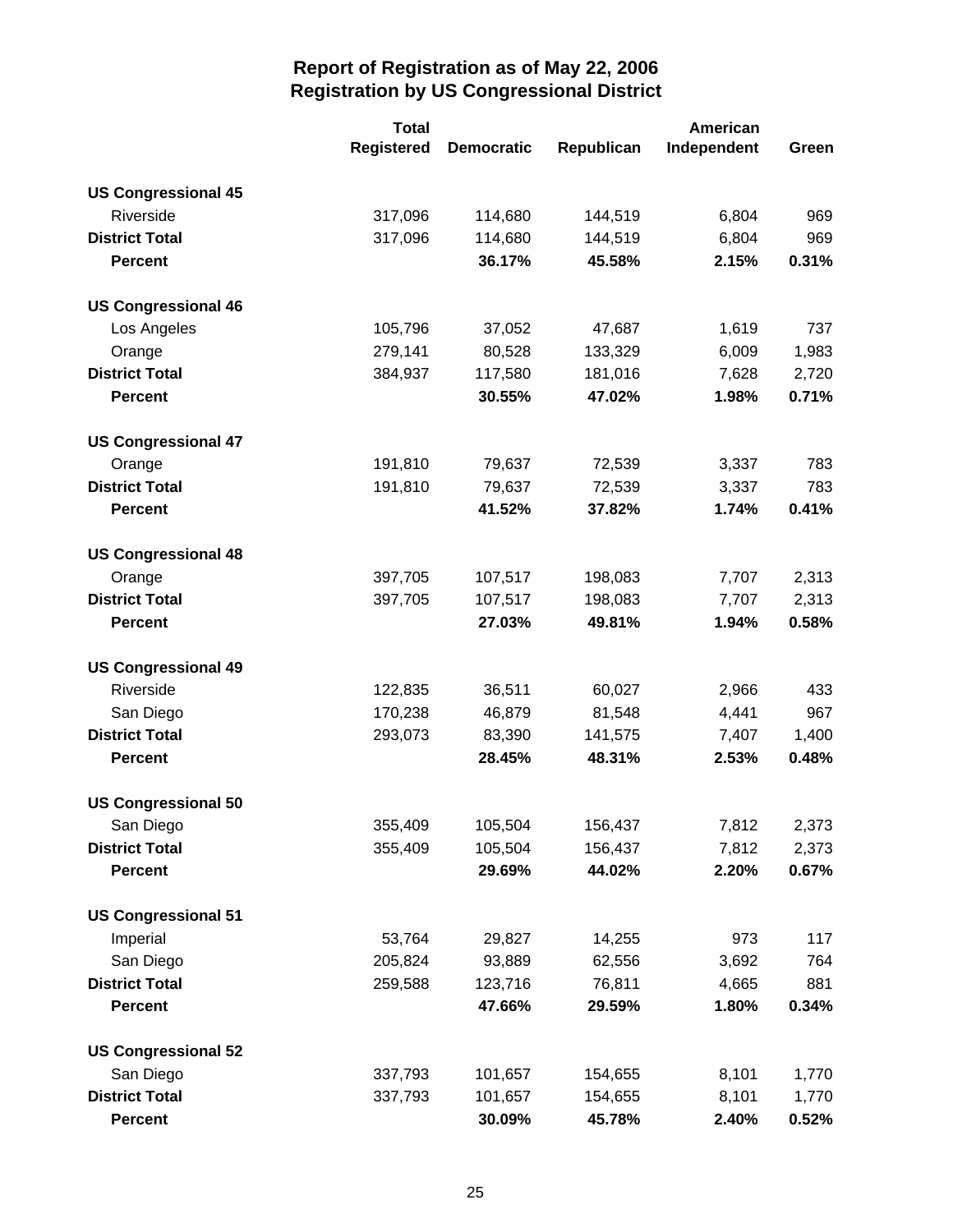## Report of Registration as of May 22, 2006
## Registration by US Congressional District

| | Total Registered | Democratic | Republican | American Independent | Green |
|---|---|---|---|---|---|
| **US Congressional 45** | | | | | |
| Riverside | 317,096 | 114,680 | 144,519 | 6,804 | 969 |
| **District Total** | 317,096 | 114,680 | 144,519 | 6,804 | 969 |
| **Percent** | | **36.17%** | **45.58%** | **2.15%** | **0.31%** |
| **US Congressional 46** | | | | | |
| Los Angeles | 105,796 | 37,052 | 47,687 | 1,619 | 737 |
| Orange | 279,141 | 80,528 | 133,329 | 6,009 | 1,983 |
| **District Total** | 384,937 | 117,580 | 181,016 | 7,628 | 2,720 |
| **Percent** | | **30.55%** | **47.02%** | **1.98%** | **0.71%** |
| **US Congressional 47** | | | | | |
| Orange | 191,810 | 79,637 | 72,539 | 3,337 | 783 |
| **District Total** | 191,810 | 79,637 | 72,539 | 3,337 | 783 |
| **Percent** | | **41.52%** | **37.82%** | **1.74%** | **0.41%** |
| **US Congressional 48** | | | | | |
| Orange | 397,705 | 107,517 | 198,083 | 7,707 | 2,313 |
| **District Total** | 397,705 | 107,517 | 198,083 | 7,707 | 2,313 |
| **Percent** | | **27.03%** | **49.81%** | **1.94%** | **0.58%** |
| **US Congressional 49** | | | | | |
| Riverside | 122,835 | 36,511 | 60,027 | 2,966 | 433 |
| San Diego | 170,238 | 46,879 | 81,548 | 4,441 | 967 |
| **District Total** | 293,073 | 83,390 | 141,575 | 7,407 | 1,400 |
| **Percent** | | **28.45%** | **48.31%** | **2.53%** | **0.48%** |
| **US Congressional 50** | | | | | |
| San Diego | 355,409 | 105,504 | 156,437 | 7,812 | 2,373 |
| **District Total** | 355,409 | 105,504 | 156,437 | 7,812 | 2,373 |
| **Percent** | | **29.69%** | **44.02%** | **2.20%** | **0.67%** |
| **US Congressional 51** | | | | | |
| Imperial | 53,764 | 29,827 | 14,255 | 973 | 117 |
| San Diego | 205,824 | 93,889 | 62,556 | 3,692 | 764 |
| **District Total** | 259,588 | 123,716 | 76,811 | 4,665 | 881 |
| **Percent** | | **47.66%** | **29.59%** | **1.80%** | **0.34%** |
| **US Congressional 52** | | | | | |
| San Diego | 337,793 | 101,657 | 154,655 | 8,101 | 1,770 |
| **District Total** | 337,793 | 101,657 | 154,655 | 8,101 | 1,770 |
| **Percent** | | **30.09%** | **45.78%** | **2.40%** | **0.52%** |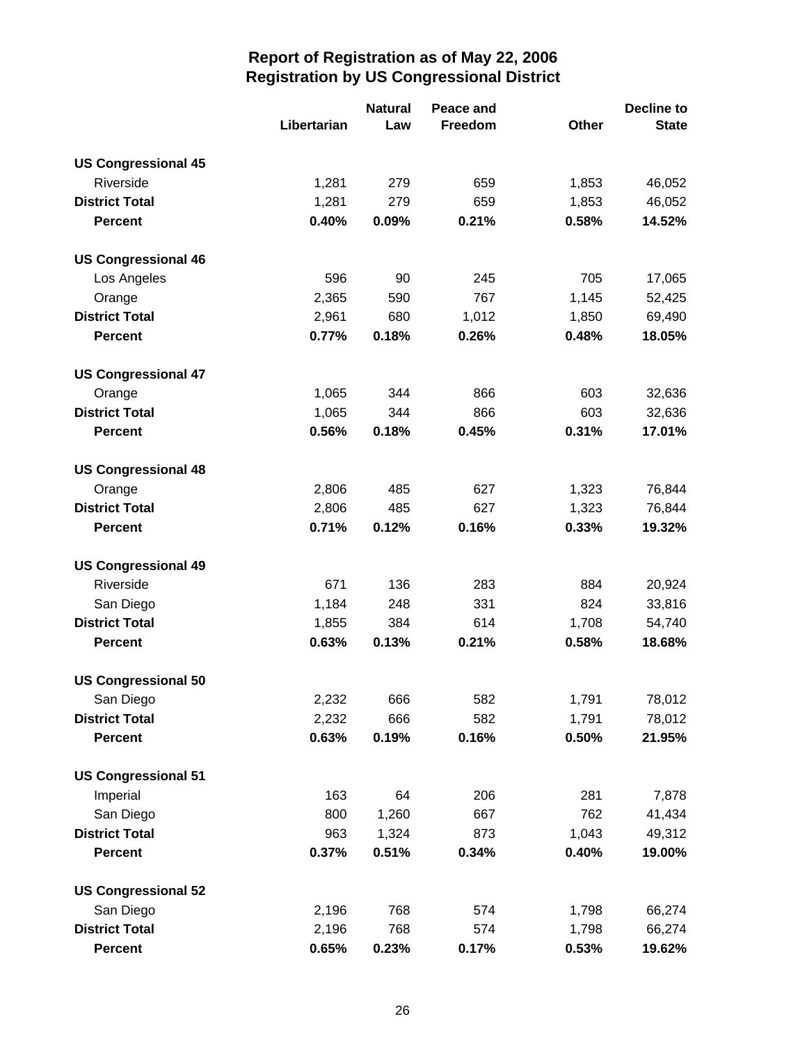# Report of Registration as of May 22, 2006
## Registration by US Congressional District

| | Libertarian | Natural Law | Peace and Freedom | Other | Decline to State |
|---|---|---|---|---|---|
| **US Congressional 45** | | | | | |
| Riverside | 1,281 | 279 | 659 | 1,853 | 46,052 |
| **District Total** | 1,281 | 279 | 659 | 1,853 | 46,052 |
| **Percent** | **0.40%** | **0.09%** | **0.21%** | **0.58%** | **14.52%** |
| **US Congressional 46** | | | | | |
| Los Angeles | 596 | 90 | 245 | 705 | 17,065 |
| Orange | 2,365 | 590 | 767 | 1,145 | 52,425 |
| **District Total** | 2,961 | 680 | 1,012 | 1,850 | 69,490 |
| **Percent** | **0.77%** | **0.18%** | **0.26%** | **0.48%** | **18.05%** |
| **US Congressional 47** | | | | | |
| Orange | 1,065 | 344 | 866 | 603 | 32,636 |
| **District Total** | 1,065 | 344 | 866 | 603 | 32,636 |
| **Percent** | **0.56%** | **0.18%** | **0.45%** | **0.31%** | **17.01%** |
| **US Congressional 48** | | | | | |
| Orange | 2,806 | 485 | 627 | 1,323 | 76,844 |
| **District Total** | 2,806 | 485 | 627 | 1,323 | 76,844 |
| **Percent** | **0.71%** | **0.12%** | **0.16%** | **0.33%** | **19.32%** |
| **US Congressional 49** | | | | | |
| Riverside | 671 | 136 | 283 | 884 | 20,924 |
| San Diego | 1,184 | 248 | 331 | 824 | 33,816 |
| **District Total** | 1,855 | 384 | 614 | 1,708 | 54,740 |
| **Percent** | **0.63%** | **0.13%** | **0.21%** | **0.58%** | **18.68%** |
| **US Congressional 50** | | | | | |
| San Diego | 2,232 | 666 | 582 | 1,791 | 78,012 |
| **District Total** | 2,232 | 666 | 582 | 1,791 | 78,012 |
| **Percent** | **0.63%** | **0.19%** | **0.16%** | **0.50%** | **21.95%** |
| **US Congressional 51** | | | | | |
| Imperial | 163 | 64 | 206 | 281 | 7,878 |
| San Diego | 800 | 1,260 | 667 | 762 | 41,434 |
| **District Total** | 963 | 1,324 | 873 | 1,043 | 49,312 |
| **Percent** | **0.37%** | **0.51%** | **0.34%** | **0.40%** | **19.00%** |
| **US Congressional 52** | | | | | |
| San Diego | 2,196 | 768 | 574 | 1,798 | 66,274 |
| **District Total** | 2,196 | 768 | 574 | 1,798 | 66,274 |
| **Percent** | **0.65%** | **0.23%** | **0.17%** | **0.53%** | **19.62%** |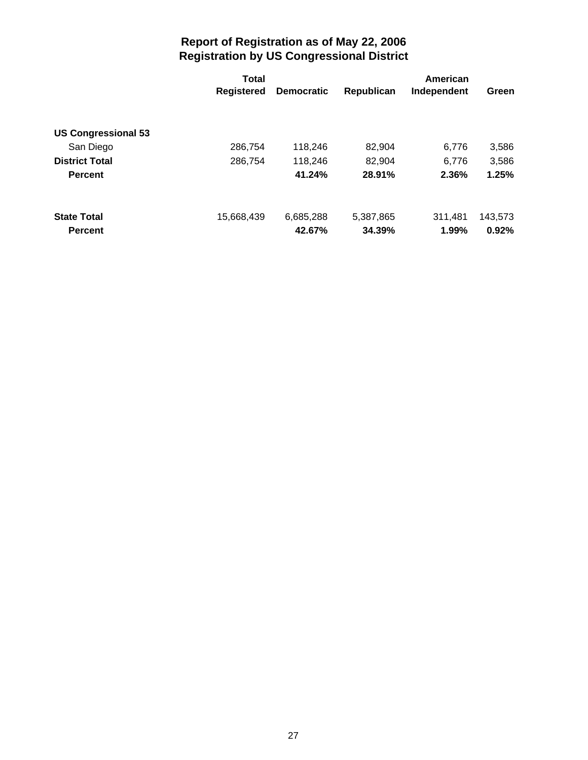# Report of Registration as of May 22, 2006
## Registration by US Congressional District

| | Total Registered | Democratic | Republican | American Independent | Green |
|---|---|---|---|---|---|
| **US Congressional 53** | | | | | |
| San Diego | 286,754 | 118,246 | 82,904 | 6,776 | 3,586 |
| **District Total** | 286,754 | 118,246 | 82,904 | 6,776 | 3,586 |
| **Percent** | | **41.24%** | **28.91%** | **2.36%** | **1.25%** |
| **State Total** | 15,668,439 | 6,685,288 | 5,387,865 | 311,481 | 143,573 |
| **Percent** | | **42.67%** | **34.39%** | **1.99%** | **0.92%** |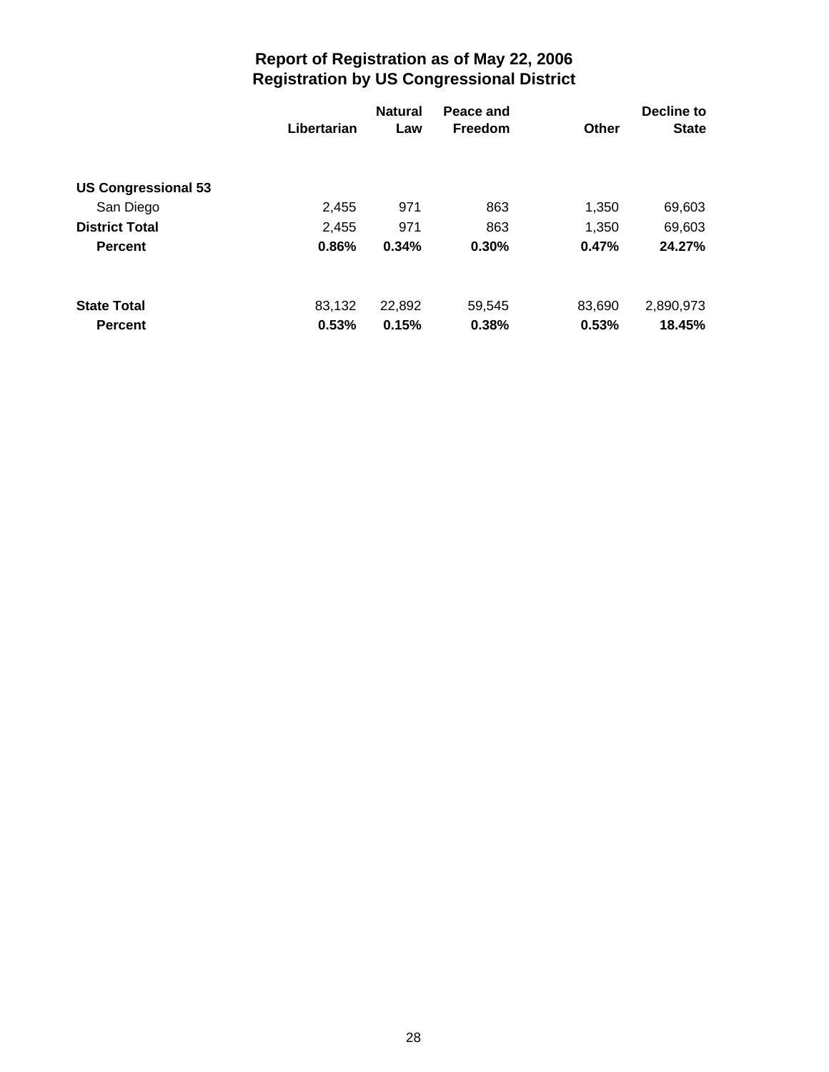## Report of Registration as of May 22, 2006
## Registration by US Congressional District

| | Libertarian | Natural Law | Peace and Freedom | Other | Decline to State |
|---|---|---|---|---|---|
| **US Congressional 53** | | | | | |
| San Diego | 2,455 | 971 | 863 | 1,350 | 69,603 |
| **District Total** | 2,455 | 971 | 863 | 1,350 | 69,603 |
| **Percent** | **0.86%** | **0.34%** | **0.30%** | **0.47%** | **24.27%** |
| | | | | | |
| **State Total** | 83,132 | 22,892 | 59,545 | 83,690 | 2,890,973 |
| **Percent** | **0.53%** | **0.15%** | **0.38%** | **0.53%** | **18.45%** |